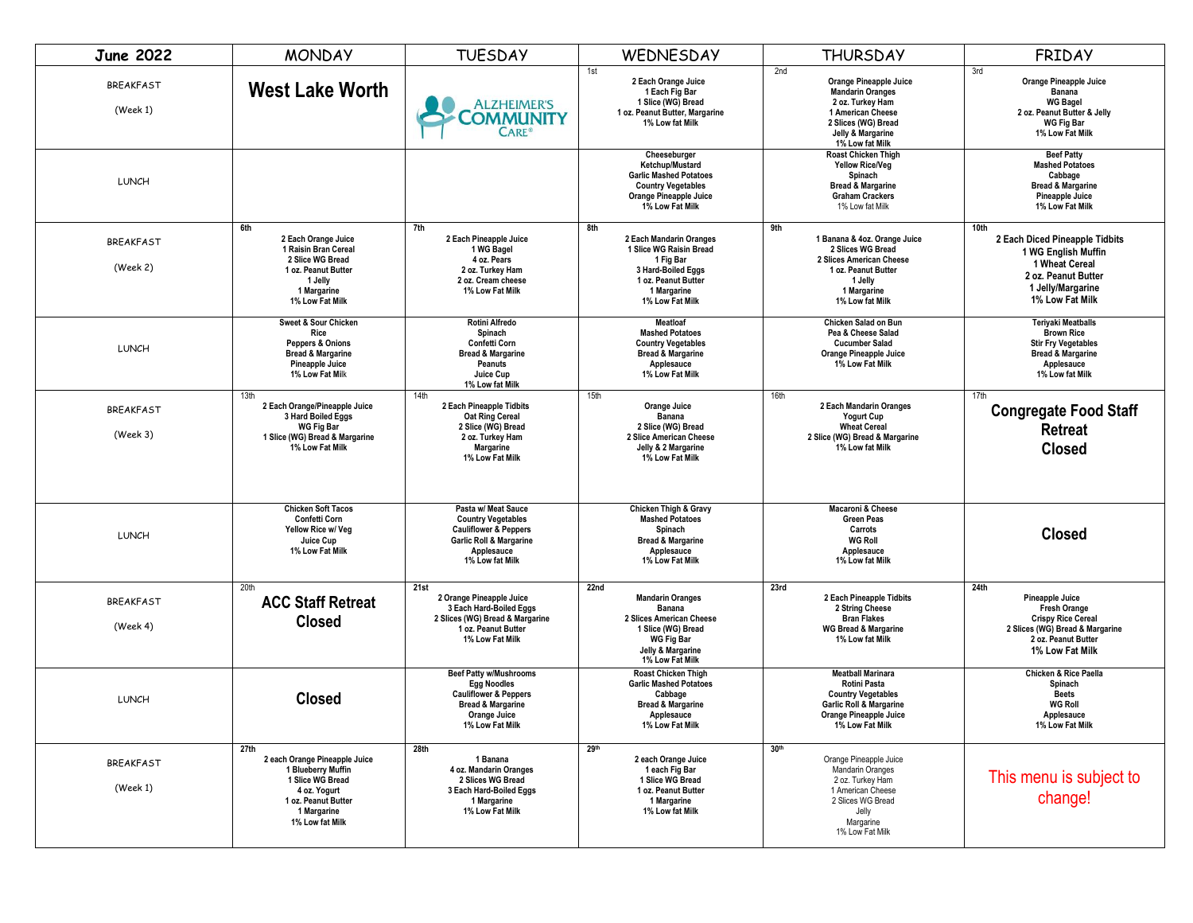| June 2022 | MONDAY | TUESDAY | WEDNESDAY | THURSDAY | FRIDAY |
|---|---|---|---|---|---|
| BREAKFAST (Week 1) | **West Lake Worth** | ALZHEIMER'S COMMUNITY CARE® | 1st<br>2 Each Orange Juice<br>1 Each Fig Bar<br>1 Slice (WG) Bread<br>1 oz. Peanut Butter, Margarine<br>1% Low fat Milk | 2nd<br>Orange Pineapple Juice<br>Mandarin Oranges<br>2 oz. Turkey Ham<br>1 American Cheese<br>2 Slices (WG) Bread<br>Jelly & Margarine<br>1% Low fat Milk | 3rd<br>Orange Pineapple Juice<br>Banana<br>WG Bagel<br>2 oz. Peanut Butter & Jelly<br>WG Fig Bar<br>1% Low Fat Milk |
| LUNCH | | | Cheeseburger<br>Ketchup/Mustard<br>Garlic Mashed Potatoes<br>Country Vegetables<br>Orange Pineapple Juice<br>1% Low Fat Milk | Roast Chicken Thigh<br>Yellow Rice/Veg<br>Spinach<br>Bread & Margarine<br>Graham Crackers<br>1% Low fat Milk | Beef Patty<br>Mashed Potatoes<br>Cabbage<br>Bread & Margarine<br>Pineapple Juice<br>1% Low Fat Milk |
| BREAKFAST (Week 2) | 6th<br>2 Each Orange Juice<br>1 Raisin Bran Cereal<br>2 Slice WG Bread<br>1 oz. Peanut Butter<br>1 Jelly<br>1 Margarine<br>1% Low Fat Milk | 7th<br>2 Each Pineapple Juice<br>1 WG Bagel<br>4 oz. Pears<br>2 oz. Turkey Ham<br>2 oz. Cream cheese<br>1% Low Fat Milk | 8th<br>2 Each Mandarin Oranges<br>1 Slice WG Raisin Bread<br>1 Fig Bar<br>3 Hard-Boiled Eggs<br>1 oz. Peanut Butter<br>1 Margarine<br>1% Low Fat Milk | 9th<br>1 Banana & 4oz. Orange Juice<br>2 Slices WG Bread<br>2 Slices American Cheese<br>1 oz. Peanut Butter<br>1 Jelly<br>1 Margarine<br>1% Low fat Milk | 10th<br>2 Each Diced Pineapple Tidbits<br>1 WG English Muffin<br>1 Wheat Cereal<br>2 oz. Peanut Butter<br>1 Jelly/Margarine<br>1% Low Fat Milk |
| LUNCH | Sweet & Sour Chicken<br>Rice<br>Peppers & Onions<br>Bread & Margarine<br>Pineapple Juice<br>1% Low Fat Milk | Rotini Alfredo<br>Spinach<br>Confetti Corn<br>Bread & Margarine<br>Peanuts<br>Juice Cup<br>1% Low fat Milk | Meatloaf<br>Mashed Potatoes<br>Country Vegetables<br>Bread & Margarine<br>Applesauce<br>1% Low Fat Milk | Chicken Salad on Bun<br>Pea & Cheese Salad<br>Cucumber Salad<br>Orange Pineapple Juice<br>1% Low Fat Milk | Teriyaki Meatballs<br>Brown Rice<br>Stir Fry Vegetables<br>Bread & Margarine<br>Applesauce<br>1% Low fat Milk |
| BREAKFAST (Week 3) | 13th<br>2 Each Orange/Pineapple Juice<br>3 Hard Boiled Eggs<br>WG Fig Bar<br>1 Slice (WG) Bread & Margarine<br>1% Low Fat Milk | 14th<br>2 Each Pineapple Tidbits<br>Oat Ring Cereal<br>2 Slice (WG) Bread<br>2 oz. Turkey Ham<br>Margarine<br>1% Low Fat Milk | 15th<br>Orange Juice<br>Banana<br>2 Slice (WG) Bread<br>2 Slice American Cheese<br>Jelly & 2 Margarine<br>1% Low Fat Milk | 16th<br>2 Each Mandarin Oranges<br>Yogurt Cup<br>Wheat Cereal<br>2 Slice (WG) Bread & Margarine<br>1% Low fat Milk | 17th<br>**Congregate Food Staff Retreat Closed** |
| LUNCH | Chicken Soft Tacos<br>Confetti Corn<br>Yellow Rice w/ Veg<br>Juice Cup<br>1% Low Fat Milk | Pasta w/ Meat Sauce<br>Country Vegetables<br>Cauliflower & Peppers<br>Garlic Roll & Margarine<br>Applesauce<br>1% Low fat Milk | Chicken Thigh & Gravy<br>Mashed Potatoes<br>Spinach<br>Bread & Margarine<br>Applesauce<br>1% Low Fat Milk | Macaroni & Cheese<br>Green Peas<br>Carrots<br>WG Roll<br>Applesauce<br>1% Low fat Milk | **Closed** |
| BREAKFAST (Week 4) | 20th<br>**ACC Staff Retreat Closed** | 21st<br>2 Orange Pineapple Juice<br>3 Each Hard-Boiled Eggs<br>2 Slices (WG) Bread & Margarine<br>1 oz. Peanut Butter<br>1% Low Fat Milk | 22nd<br>Mandarin Oranges<br>Banana<br>2 Slices American Cheese<br>1 Slice (WG) Bread<br>WG Fig Bar<br>Jelly & Margarine<br>1% Low Fat Milk | 23rd<br>2 Each Pineapple Tidbits<br>2 String Cheese<br>Bran Flakes<br>WG Bread & Margarine<br>1% Low fat Milk | 24th<br>Pineapple Juice<br>Fresh Orange<br>Crispy Rice Cereal<br>2 Slices (WG) Bread & Margarine<br>2 oz. Peanut Butter<br>1% Low Fat Milk |
| LUNCH | **Closed** | Beef Patty w/Mushrooms<br>Egg Noodles<br>Cauliflower & Peppers<br>Bread & Margarine<br>Orange Juice<br>1% Low Fat Milk | Roast Chicken Thigh<br>Garlic Mashed Potatoes<br>Cabbage<br>Bread & Margarine<br>Applesauce<br>1% Low Fat Milk | Meatball Marinara<br>Rotini Pasta<br>Country Vegetables<br>Garlic Roll & Margarine<br>Orange Pineapple Juice<br>1% Low Fat Milk | Chicken & Rice Paella<br>Spinach<br>Beets<br>WG Roll<br>Applesauce<br>1% Low Fat Milk |
| BREAKFAST (Week 1) | 27th<br>2 each Orange Pineapple Juice<br>1 Blueberry Muffin<br>1 Slice WG Bread<br>4 oz. Yogurt<br>1 oz. Peanut Butter<br>1 Margarine<br>1% Low fat Milk | 28th<br>1 Banana<br>4 oz. Mandarin Oranges<br>2 Slices WG Bread<br>3 Each Hard-Boiled Eggs<br>1 Margarine<br>1% Low Fat Milk | 29th<br>2 each Orange Juice<br>1 each Fig Bar<br>1 Slice WG Bread<br>1 oz. Peanut Butter<br>1 Margarine<br>1% Low fat Milk | 30th<br>Orange Pineapple Juice<br>Mandarin Oranges<br>2 oz. Turkey Ham<br>1 American Cheese<br>2 Slices WG Bread<br>Jelly<br>Margarine<br>1% Low Fat Milk | This menu is subject to change! |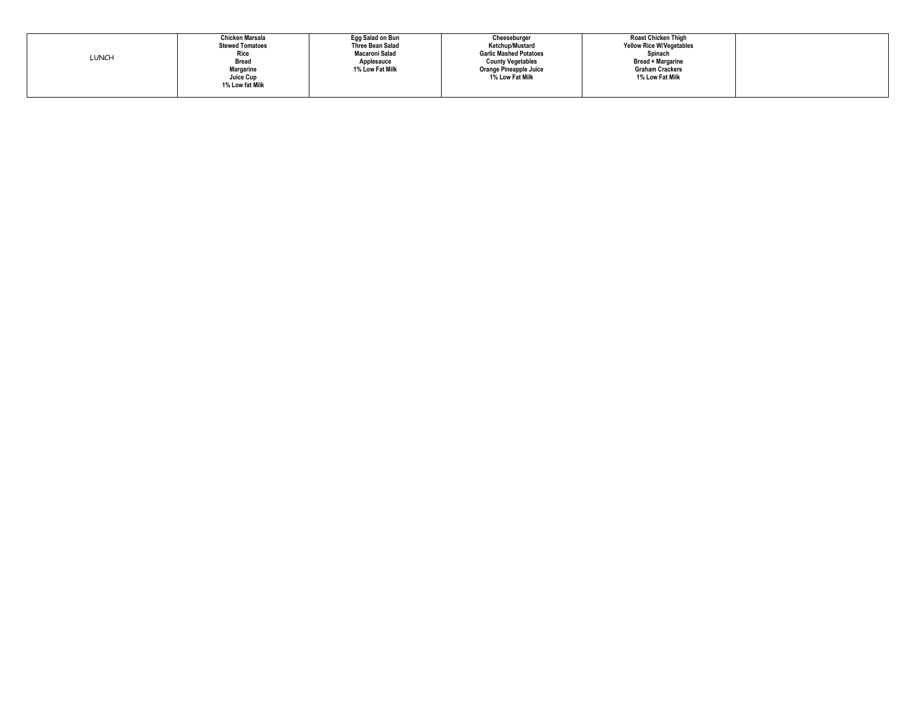| | | | | | |
|---|---|---|---|---|---|
| LUNCH | **Chicken Marsala**<br>**Stewed Tomatoes**<br>**Rice**<br>**Bread**<br>**Margarine**<br>**Juice Cup**<br>**1% Low fat Milk** | **Egg Salad on Bun**<br>**Three Bean Salad**<br>**Macaroni Salad**<br>**Applesauce**<br>**1% Low Fat Milk** | **Cheeseburger**<br>**Ketchup/Mustard**<br>**Garlic Mashed Potatoes**<br>**County Vegetables**<br>**Orange Pineapple Juice**<br>**1% Low Fat Milk** | **Roast Chicken Thigh**<br>**Yellow Rice W/Vegetables**<br>**Spinach**<br>**Bread + Margarine**<br>**Graham Crackers**<br>**1% Low Fat Milk** | |